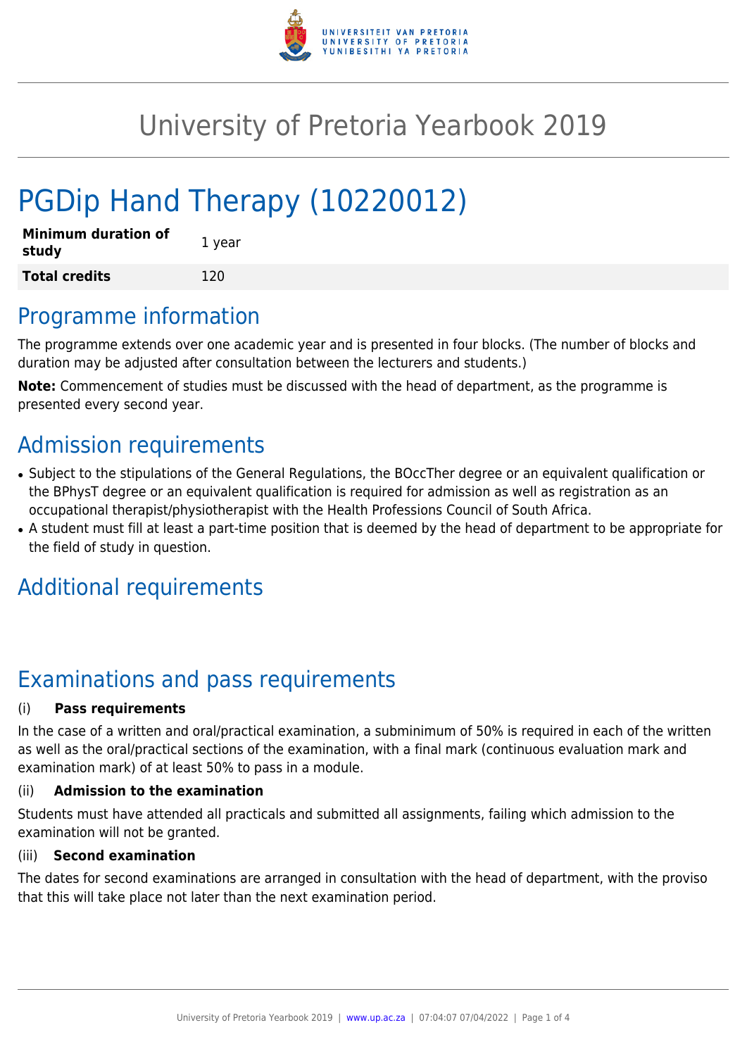# University of Pretoria Yearbook 2019

# PGDip Hand Therapy (10220012)

| **Minimum duration of study** | 1 year |
|---|---|
| **Total credits** | 120 |

## Programme information

The programme extends over one academic year and is presented in four blocks. (The number of blocks and duration may be adjusted after consultation between the lecturers and students.)

**Note:** Commencement of studies must be discussed with the head of department, as the programme is presented every second year.

## Admission requirements

- Subject to the stipulations of the General Regulations, the BOccTher degree or an equivalent qualification or the BPhysT degree or an equivalent qualification is required for admission as well as registration as an occupational therapist/physiotherapist with the Health Professions Council of South Africa.
- A student must fill at least a part-time position that is deemed by the head of department to be appropriate for the field of study in question.

## Additional requirements

## Examinations and pass requirements

(i) **Pass requirements**

In the case of a written and oral/practical examination, a subminimum of 50% is required in each of the written as well as the oral/practical sections of the examination, with a final mark (continuous evaluation mark and examination mark) of at least 50% to pass in a module.

(ii) **Admission to the examination**

Students must have attended all practicals and submitted all assignments, failing which admission to the examination will not be granted.

(iii) **Second examination**

The dates for second examinations are arranged in consultation with the head of department, with the proviso that this will take place not later than the next examination period.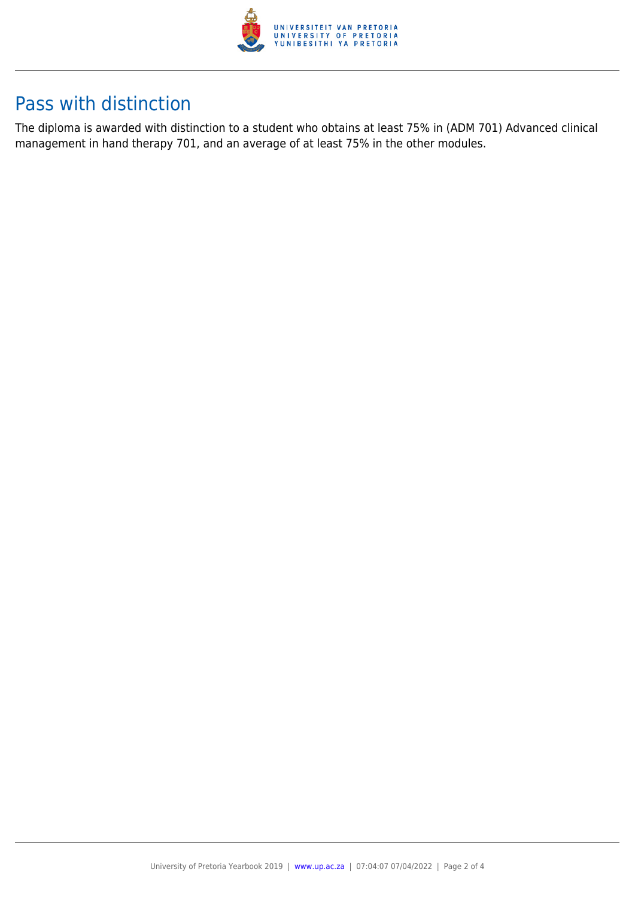## Pass with distinction

The diploma is awarded with distinction to a student who obtains at least 75% in (ADM 701) Advanced clinical management in hand therapy 701, and an average of at least 75% in the other modules.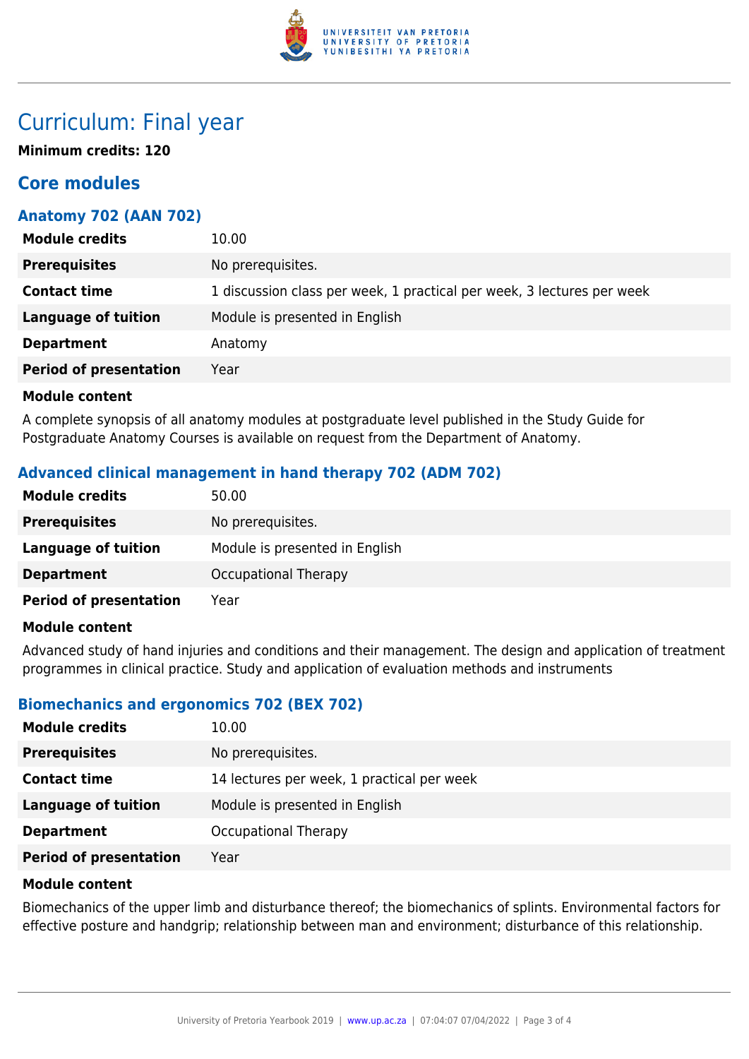# Curriculum: Final year

**Minimum credits: 120**

## Core modules

### Anatomy 702 (AAN 702)

| | |
|---|---|
| **Module credits** | 10.00 |
| **Prerequisites** | No prerequisites. |
| **Contact time** | 1 discussion class per week, 1 practical per week, 3 lectures per week |
| **Language of tuition** | Module is presented in English |
| **Department** | Anatomy |
| **Period of presentation** | Year |

**Module content**

A complete synopsis of all anatomy modules at postgraduate level published in the Study Guide for Postgraduate Anatomy Courses is available on request from the Department of Anatomy.

### Advanced clinical management in hand therapy 702 (ADM 702)

| | |
|---|---|
| **Module credits** | 50.00 |
| **Prerequisites** | No prerequisites. |
| **Language of tuition** | Module is presented in English |
| **Department** | Occupational Therapy |
| **Period of presentation** | Year |

**Module content**

Advanced study of hand injuries and conditions and their management. The design and application of treatment programmes in clinical practice. Study and application of evaluation methods and instruments

### Biomechanics and ergonomics 702 (BEX 702)

| | |
|---|---|
| **Module credits** | 10.00 |
| **Prerequisites** | No prerequisites. |
| **Contact time** | 14 lectures per week, 1 practical per week |
| **Language of tuition** | Module is presented in English |
| **Department** | Occupational Therapy |
| **Period of presentation** | Year |

**Module content**

Biomechanics of the upper limb and disturbance thereof; the biomechanics of splints. Environmental factors for effective posture and handgrip; relationship between man and environment; disturbance of this relationship.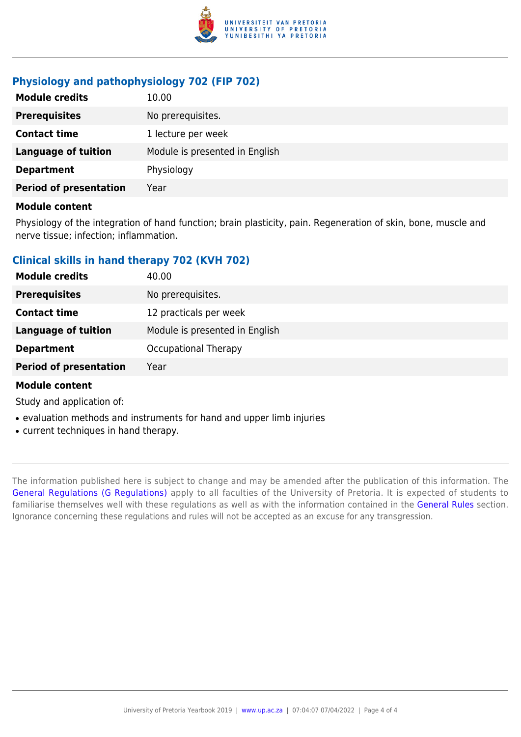## Physiology and pathophysiology 702 (FIP 702)

| | |
|---|---|
| **Module credits** | 10.00 |
| **Prerequisites** | No prerequisites. |
| **Contact time** | 1 lecture per week |
| **Language of tuition** | Module is presented in English |
| **Department** | Physiology |
| **Period of presentation** | Year |

**Module content**

Physiology of the integration of hand function; brain plasticity, pain. Regeneration of skin, bone, muscle and nerve tissue; infection; inflammation.

## Clinical skills in hand therapy 702 (KVH 702)

| | |
|---|---|
| **Module credits** | 40.00 |
| **Prerequisites** | No prerequisites. |
| **Contact time** | 12 practicals per week |
| **Language of tuition** | Module is presented in English |
| **Department** | Occupational Therapy |
| **Period of presentation** | Year |

**Module content**

Study and application of:

- evaluation methods and instruments for hand and upper limb injuries
- current techniques in hand therapy.

The information published here is subject to change and may be amended after the publication of this information. The General Regulations (G Regulations) apply to all faculties of the University of Pretoria. It is expected of students to familiarise themselves well with these regulations as well as with the information contained in the General Rules section. Ignorance concerning these regulations and rules will not be accepted as an excuse for any transgression.